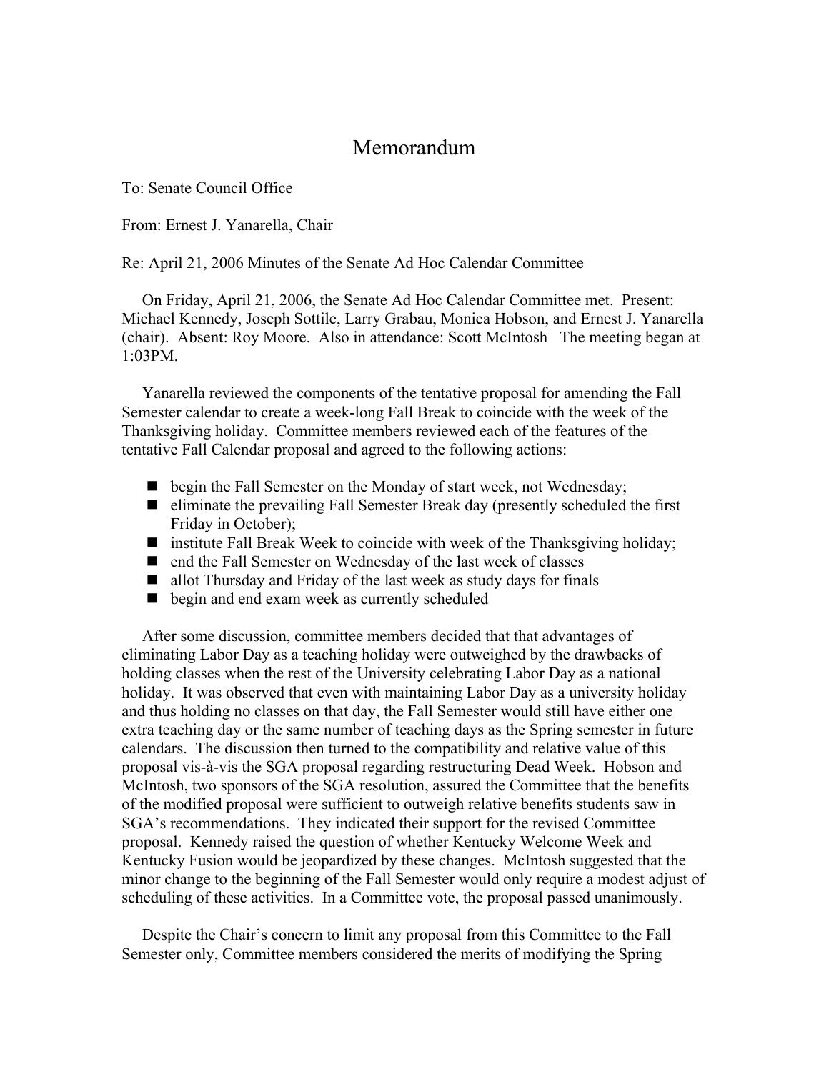# Memorandum

To: Senate Council Office

From: Ernest J. Yanarella, Chair

Re: April 21, 2006 Minutes of the Senate Ad Hoc Calendar Committee

On Friday, April 21, 2006, the Senate Ad Hoc Calendar Committee met. Present: Michael Kennedy, Joseph Sottile, Larry Grabau, Monica Hobson, and Ernest J. Yanarella (chair). Absent: Roy Moore. Also in attendance: Scott McIntosh The meeting began at 1:03PM.

Yanarella reviewed the components of the tentative proposal for amending the Fall Semester calendar to create a week-long Fall Break to coincide with the week of the Thanksgiving holiday. Committee members reviewed each of the features of the tentative Fall Calendar proposal and agreed to the following actions:

- begin the Fall Semester on the Monday of start week, not Wednesday;
- eliminate the prevailing Fall Semester Break day (presently scheduled the first Friday in October);
- institute Fall Break Week to coincide with week of the Thanksgiving holiday;
- end the Fall Semester on Wednesday of the last week of classes
- allot Thursday and Friday of the last week as study days for finals
- begin and end exam week as currently scheduled

After some discussion, committee members decided that that advantages of eliminating Labor Day as a teaching holiday were outweighed by the drawbacks of holding classes when the rest of the University celebrating Labor Day as a national holiday. It was observed that even with maintaining Labor Day as a university holiday and thus holding no classes on that day, the Fall Semester would still have either one extra teaching day or the same number of teaching days as the Spring semester in future calendars. The discussion then turned to the compatibility and relative value of this proposal vis-à-vis the SGA proposal regarding restructuring Dead Week. Hobson and McIntosh, two sponsors of the SGA resolution, assured the Committee that the benefits of the modified proposal were sufficient to outweigh relative benefits students saw in SGA's recommendations. They indicated their support for the revised Committee proposal. Kennedy raised the question of whether Kentucky Welcome Week and Kentucky Fusion would be jeopardized by these changes. McIntosh suggested that the minor change to the beginning of the Fall Semester would only require a modest adjust of scheduling of these activities. In a Committee vote, the proposal passed unanimously.

Despite the Chair's concern to limit any proposal from this Committee to the Fall Semester only, Committee members considered the merits of modifying the Spring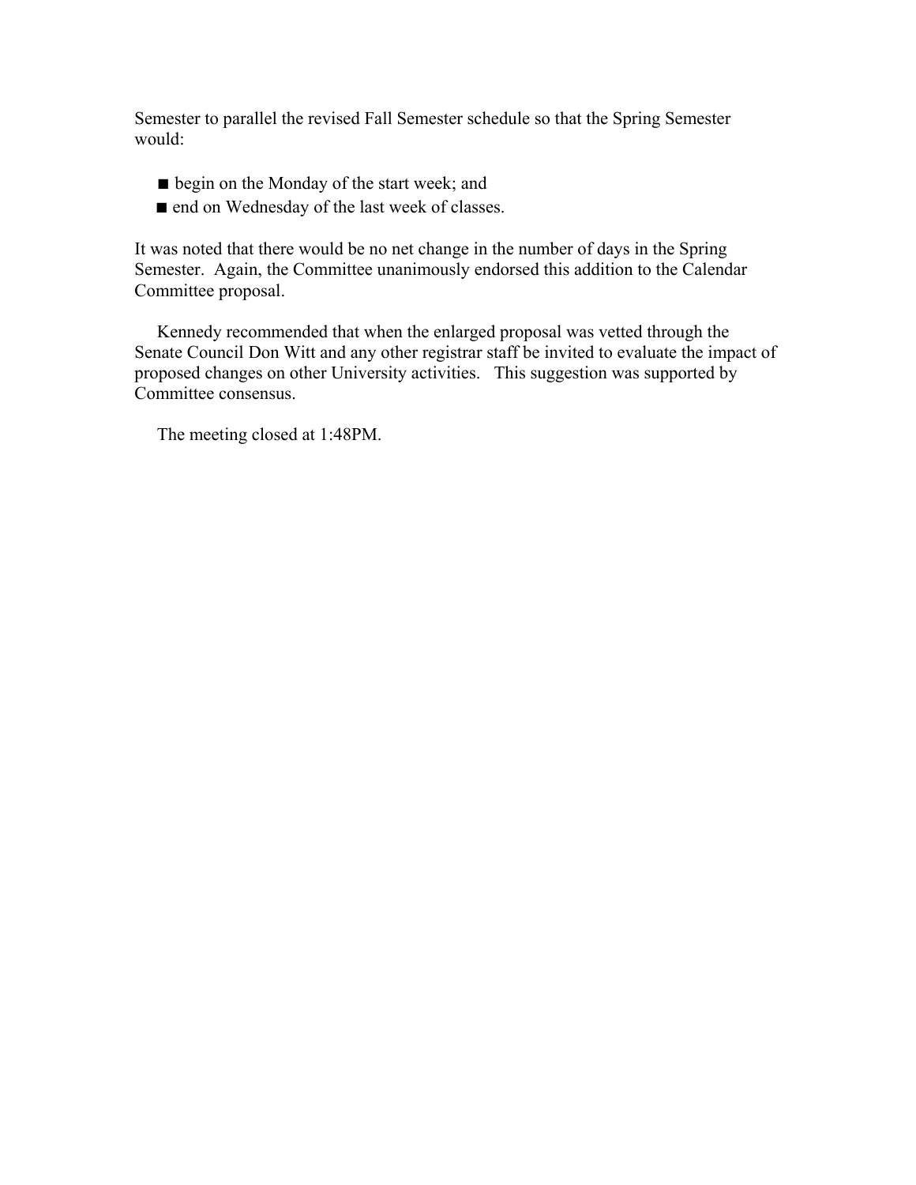Semester to parallel the revised Fall Semester schedule so that the Spring Semester would:

- begin on the Monday of the start week; and
- end on Wednesday of the last week of classes.

It was noted that there would be no net change in the number of days in the Spring Semester. Again, the Committee unanimously endorsed this addition to the Calendar Committee proposal.

Kennedy recommended that when the enlarged proposal was vetted through the Senate Council Don Witt and any other registrar staff be invited to evaluate the impact of proposed changes on other University activities. This suggestion was supported by Committee consensus.

The meeting closed at 1:48PM.